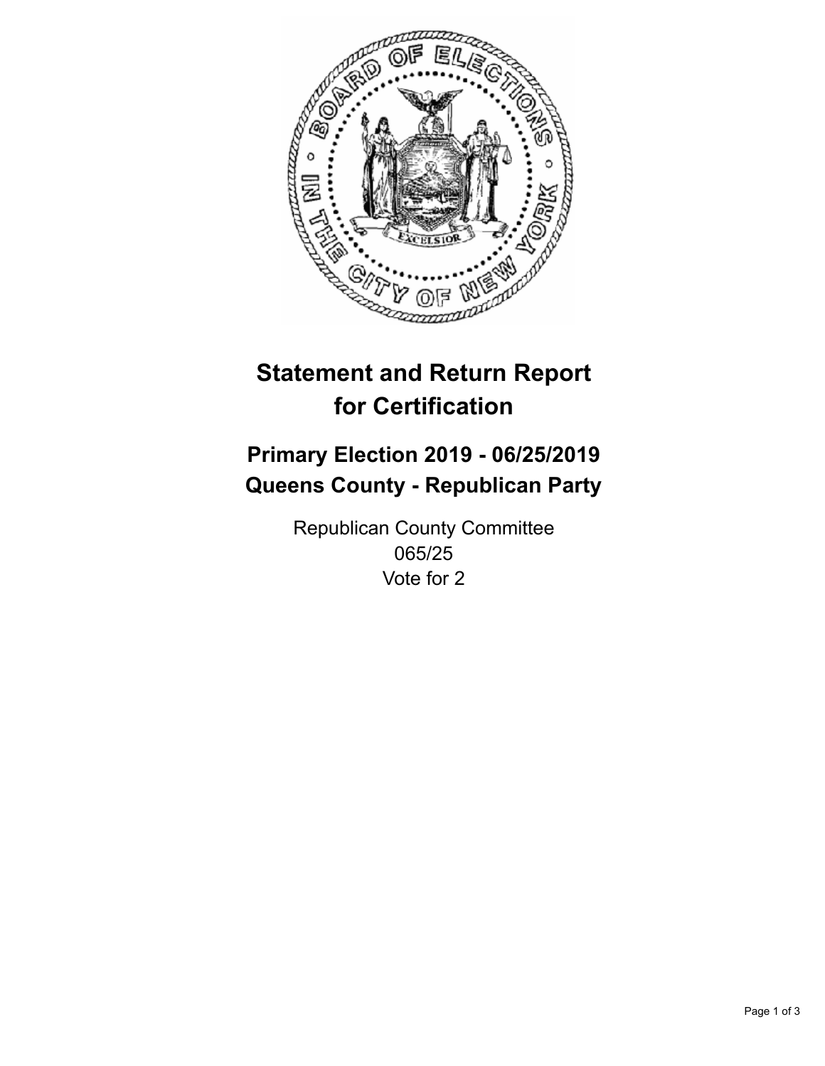# Statement and Return Report for Certification

## Primary Election 2019 - 06/25/2019
## Queens County - Republican Party

Republican County Committee
065/25
Vote for 2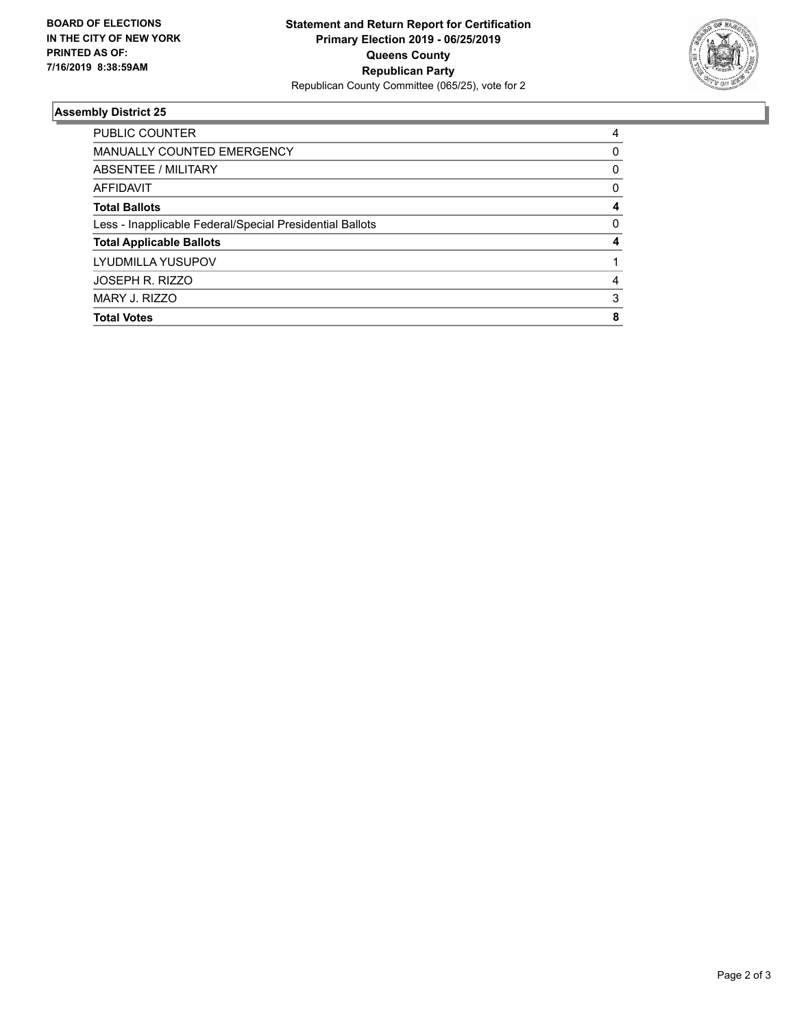BOARD OF ELECTIONS
IN THE CITY OF NEW YORK
PRINTED AS OF:
7/16/2019 8:38:59AM

**Statement and Return Report for Certification**
**Primary Election 2019 - 06/25/2019**
**Queens County**
**Republican Party**
Republican County Committee (065/25), vote for 2

### Assembly District 25

| | |
|---|---|
| PUBLIC COUNTER | 4 |
| MANUALLY COUNTED EMERGENCY | 0 |
| ABSENTEE / MILITARY | 0 |
| AFFIDAVIT | 0 |
| **Total Ballots** | **4** |
| Less - Inapplicable Federal/Special Presidential Ballots | 0 |
| **Total Applicable Ballots** | **4** |
| LYUDMILLA YUSUPOV | 1 |
| JOSEPH R. RIZZO | 4 |
| MARY J. RIZZO | 3 |
| **Total Votes** | **8** |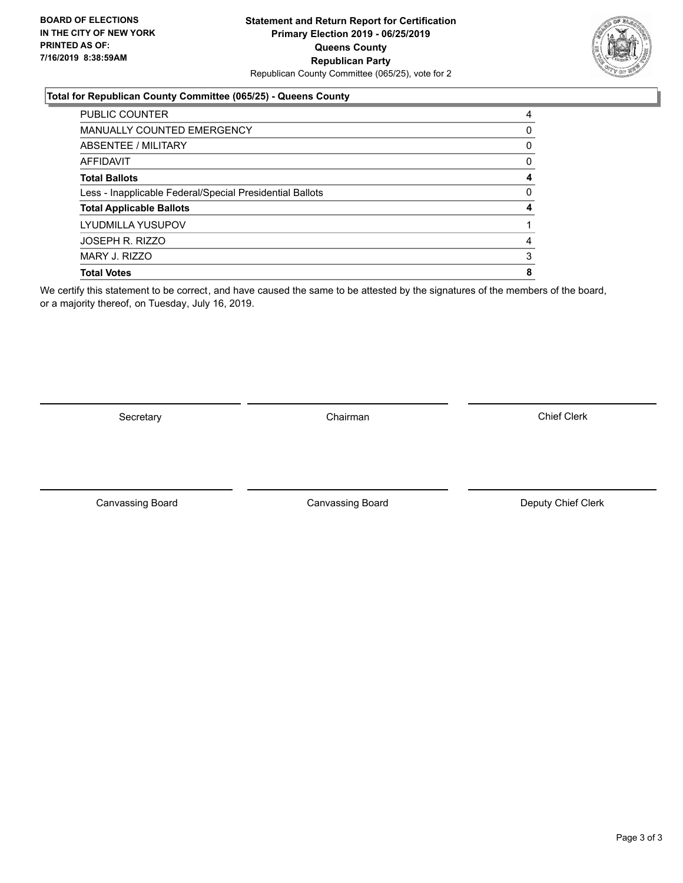**BOARD OF ELECTIONS IN THE CITY OF NEW YORK PRINTED AS OF: 7/16/2019 8:38:59AM**

**Statement and Return Report for Certification**
**Primary Election 2019 - 06/25/2019**
**Queens County**
**Republican Party**
Republican County Committee (065/25), vote for 2

### Total for Republican County Committee (065/25) - Queens County

| | |
|---|---|
| PUBLIC COUNTER | 4 |
| MANUALLY COUNTED EMERGENCY | 0 |
| ABSENTEE / MILITARY | 0 |
| AFFIDAVIT | 0 |
| **Total Ballots** | **4** |
| Less - Inapplicable Federal/Special Presidential Ballots | 0 |
| **Total Applicable Ballots** | **4** |
| LYUDMILLA YUSUPOV | 1 |
| JOSEPH R. RIZZO | 4 |
| MARY J. RIZZO | 3 |
| **Total Votes** | **8** |

We certify this statement to be correct, and have caused the same to be attested by the signatures of the members of the board, or a majority thereof, on Tuesday, July 16, 2019.

Secretary

Chairman

Chief Clerk

Canvassing Board

Canvassing Board

Deputy Chief Clerk